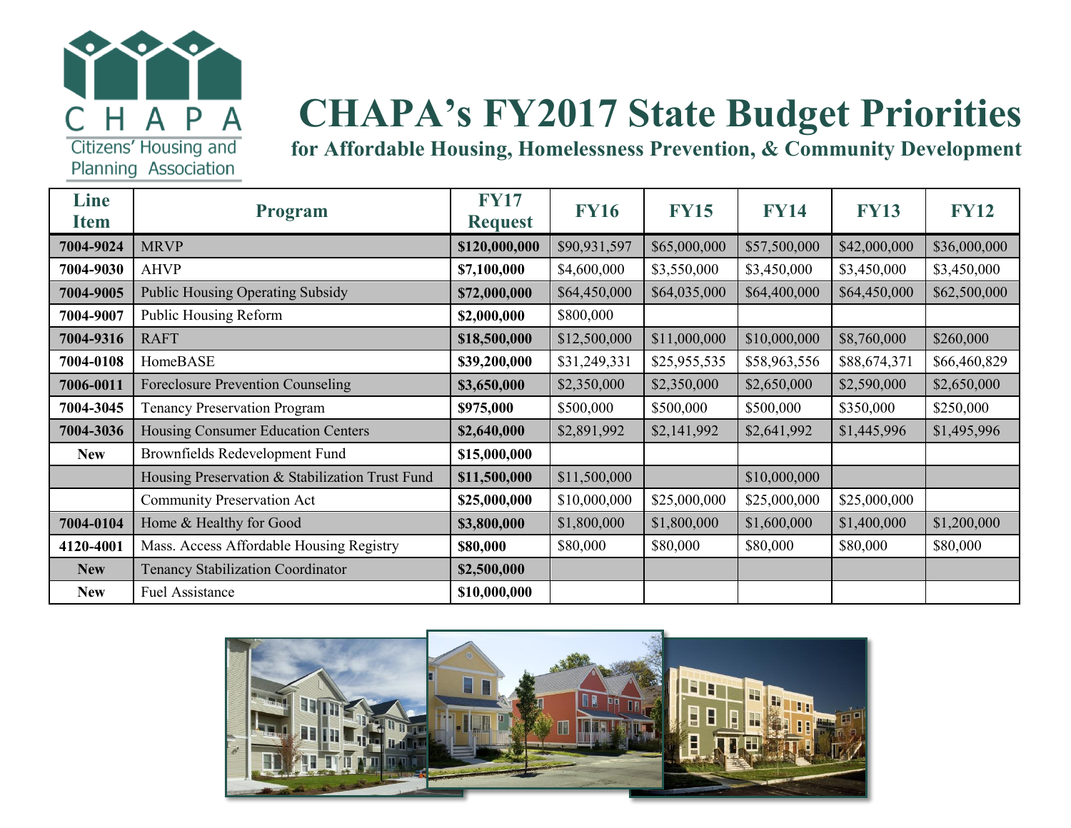CHAPA

Citizens' Housing and Planning Association

# CHAPA's FY2017 State Budget Priorities

**for Affordable Housing, Homelessness Prevention, & Community Development**

| Line Item | Program | FY17 Request | FY16 | FY15 | FY14 | FY13 | FY12 |
|---|---|---|---|---|---|---|---|
| **7004-9024** | MRVP | **$120,000,000** | $90,931,597 | $65,000,000 | $57,500,000 | $42,000,000 | $36,000,000 |
| **7004-9030** | AHVP | **$7,100,000** | $4,600,000 | $3,550,000 | $3,450,000 | $3,450,000 | $3,450,000 |
| **7004-9005** | Public Housing Operating Subsidy | **$72,000,000** | $64,450,000 | $64,035,000 | $64,400,000 | $64,450,000 | $62,500,000 |
| **7004-9007** | Public Housing Reform | **$2,000,000** | $800,000 | | | | |
| **7004-9316** | RAFT | **$18,500,000** | $12,500,000 | $11,000,000 | $10,000,000 | $8,760,000 | $260,000 |
| **7004-0108** | HomeBASE | **$39,200,000** | $31,249,331 | $25,955,535 | $58,963,556 | $88,674,371 | $66,460,829 |
| **7006-0011** | Foreclosure Prevention Counseling | **$3,650,000** | $2,350,000 | $2,350,000 | $2,650,000 | $2,590,000 | $2,650,000 |
| **7004-3045** | Tenancy Preservation Program | **$975,000** | $500,000 | $500,000 | $500,000 | $350,000 | $250,000 |
| **7004-3036** | Housing Consumer Education Centers | **$2,640,000** | $2,891,992 | $2,141,992 | $2,641,992 | $1,445,996 | $1,495,996 |
| **New** | Brownfields Redevelopment Fund | **$15,000,000** | | | | | |
| | Housing Preservation & Stabilization Trust Fund | **$11,500,000** | $11,500,000 | | $10,000,000 | | |
| | Community Preservation Act | **$25,000,000** | $10,000,000 | $25,000,000 | $25,000,000 | $25,000,000 | |
| **7004-0104** | Home & Healthy for Good | **$3,800,000** | $1,800,000 | $1,800,000 | $1,600,000 | $1,400,000 | $1,200,000 |
| **4120-4001** | Mass. Access Affordable Housing Registry | **$80,000** | $80,000 | $80,000 | $80,000 | $80,000 | $80,000 |
| **New** | Tenancy Stabilization Coordinator | **$2,500,000** | | | | | |
| **New** | Fuel Assistance | **$10,000,000** | | | | | |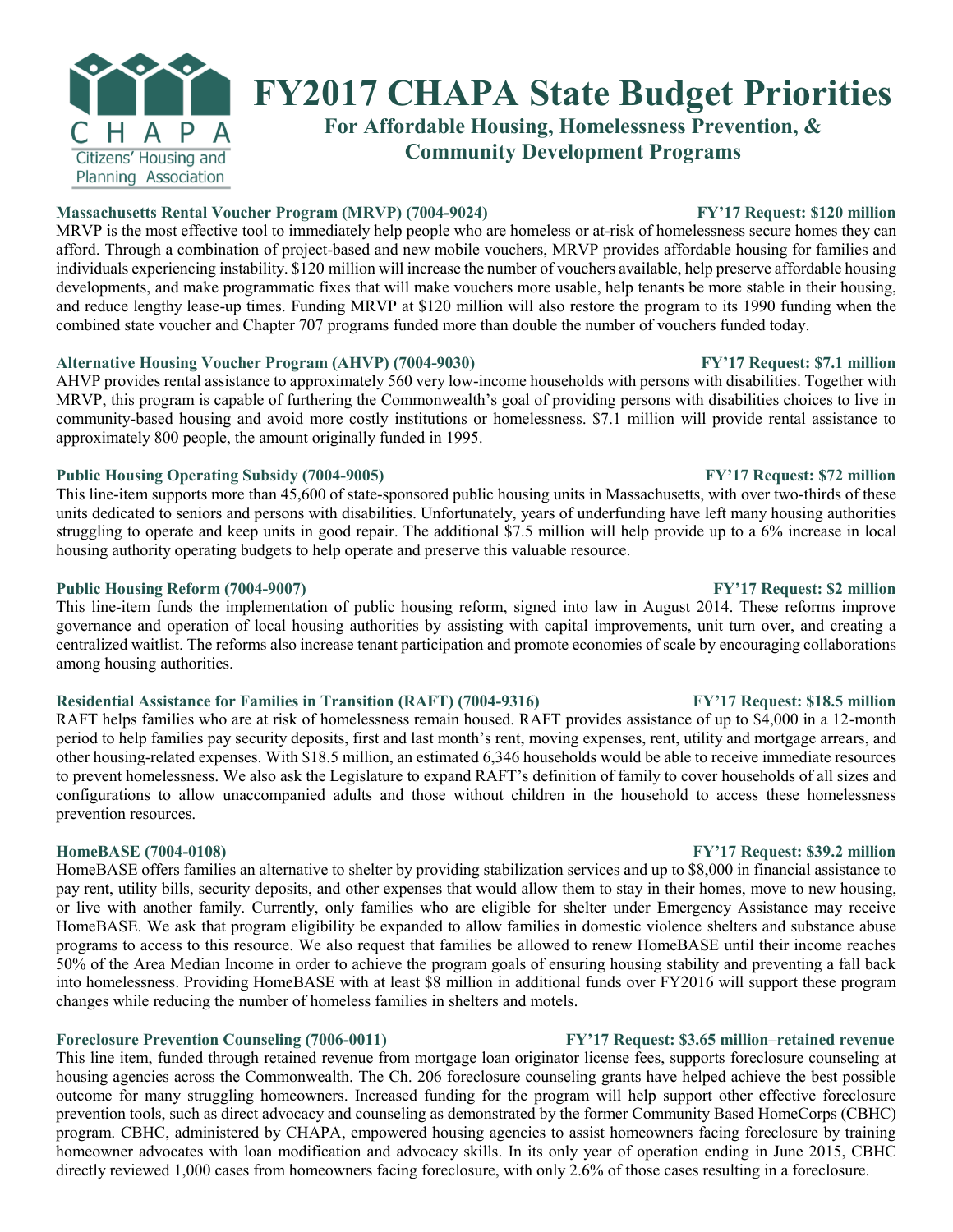# FY2017 CHAPA State Budget Priorities

## For Affordable Housing, Homelessness Prevention, & Community Development Programs

CHAPA
Citizens' Housing and Planning Association

**Massachusetts Rental Voucher Program (MRVP) (7004-9024)** **FY'17 Request: $120 million**

MRVP is the most effective tool to immediately help people who are homeless or at-risk of homelessness secure homes they can afford. Through a combination of project-based and new mobile vouchers, MRVP provides affordable housing for families and individuals experiencing instability. $120 million will increase the number of vouchers available, help preserve affordable housing developments, and make programmatic fixes that will make vouchers more usable, help tenants be more stable in their housing, and reduce lengthy lease-up times. Funding MRVP at $120 million will also restore the program to its 1990 funding when the combined state voucher and Chapter 707 programs funded more than double the number of vouchers funded today.

**Alternative Housing Voucher Program (AHVP) (7004-9030)** **FY'17 Request: $7.1 million**

AHVP provides rental assistance to approximately 560 very low-income households with persons with disabilities. Together with MRVP, this program is capable of furthering the Commonwealth's goal of providing persons with disabilities choices to live in community-based housing and avoid more costly institutions or homelessness. $7.1 million will provide rental assistance to approximately 800 people, the amount originally funded in 1995.

**Public Housing Operating Subsidy (7004-9005)** **FY'17 Request: $72 million**

This line-item supports more than 45,600 of state-sponsored public housing units in Massachusetts, with over two-thirds of these units dedicated to seniors and persons with disabilities. Unfortunately, years of underfunding have left many housing authorities struggling to operate and keep units in good repair. The additional $7.5 million will help provide up to a 6% increase in local housing authority operating budgets to help operate and preserve this valuable resource.

**Public Housing Reform (7004-9007)** **FY'17 Request: $2 million**

This line-item funds the implementation of public housing reform, signed into law in August 2014. These reforms improve governance and operation of local housing authorities by assisting with capital improvements, unit turn over, and creating a centralized waitlist. The reforms also increase tenant participation and promote economies of scale by encouraging collaborations among housing authorities.

**Residential Assistance for Families in Transition (RAFT) (7004-9316)** **FY'17 Request: $18.5 million**

RAFT helps families who are at risk of homelessness remain housed. RAFT provides assistance of up to $4,000 in a 12-month period to help families pay security deposits, first and last month's rent, moving expenses, rent, utility and mortgage arrears, and other housing-related expenses. With $18.5 million, an estimated 6,346 households would be able to receive immediate resources to prevent homelessness. We also ask the Legislature to expand RAFT's definition of family to cover households of all sizes and configurations to allow unaccompanied adults and those without children in the household to access these homelessness prevention resources.

**HomeBASE (7004-0108)** **FY'17 Request: $39.2 million**

HomeBASE offers families an alternative to shelter by providing stabilization services and up to $8,000 in financial assistance to pay rent, utility bills, security deposits, and other expenses that would allow them to stay in their homes, move to new housing, or live with another family. Currently, only families who are eligible for shelter under Emergency Assistance may receive HomeBASE. We ask that program eligibility be expanded to allow families in domestic violence shelters and substance abuse programs to access to this resource. We also request that families be allowed to renew HomeBASE until their income reaches 50% of the Area Median Income in order to achieve the program goals of ensuring housing stability and preventing a fall back into homelessness. Providing HomeBASE with at least $8 million in additional funds over FY2016 will support these program changes while reducing the number of homeless families in shelters and motels.

**Foreclosure Prevention Counseling (7006-0011)** **FY'17 Request: $3.65 million–retained revenue**

This line item, funded through retained revenue from mortgage loan originator license fees, supports foreclosure counseling at housing agencies across the Commonwealth. The Ch. 206 foreclosure counseling grants have helped achieve the best possible outcome for many struggling homeowners. Increased funding for the program will help support other effective foreclosure prevention tools, such as direct advocacy and counseling as demonstrated by the former Community Based HomeCorps (CBHC) program. CBHC, administered by CHAPA, empowered housing agencies to assist homeowners facing foreclosure by training homeowner advocates with loan modification and advocacy skills. In its only year of operation ending in June 2015, CBHC directly reviewed 1,000 cases from homeowners facing foreclosure, with only 2.6% of those cases resulting in a foreclosure.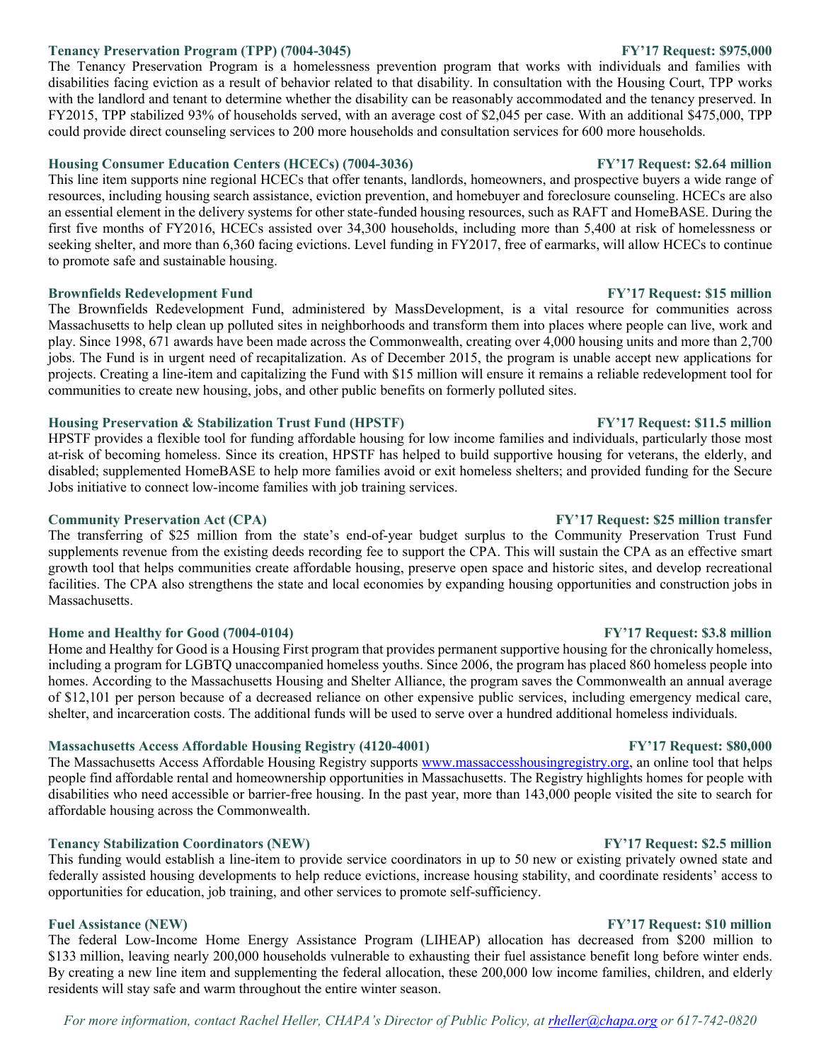**Tenancy Preservation Program (TPP) (7004-3045)** **FY'17 Request: $975,000**

The Tenancy Preservation Program is a homelessness prevention program that works with individuals and families with disabilities facing eviction as a result of behavior related to that disability. In consultation with the Housing Court, TPP works with the landlord and tenant to determine whether the disability can be reasonably accommodated and the tenancy preserved. In FY2015, TPP stabilized 93% of households served, with an average cost of $2,045 per case. With an additional $475,000, TPP could provide direct counseling services to 200 more households and consultation services for 600 more households.

**Housing Consumer Education Centers (HCECs) (7004-3036)** **FY'17 Request: $2.64 million**

This line item supports nine regional HCECs that offer tenants, landlords, homeowners, and prospective buyers a wide range of resources, including housing search assistance, eviction prevention, and homebuyer and foreclosure counseling. HCECs are also an essential element in the delivery systems for other state-funded housing resources, such as RAFT and HomeBASE. During the first five months of FY2016, HCECs assisted over 34,300 households, including more than 5,400 at risk of homelessness or seeking shelter, and more than 6,360 facing evictions. Level funding in FY2017, free of earmarks, will allow HCECs to continue to promote safe and sustainable housing.

**Brownfields Redevelopment Fund** **FY'17 Request: $15 million**

The Brownfields Redevelopment Fund, administered by MassDevelopment, is a vital resource for communities across Massachusetts to help clean up polluted sites in neighborhoods and transform them into places where people can live, work and play. Since 1998, 671 awards have been made across the Commonwealth, creating over 4,000 housing units and more than 2,700 jobs. The Fund is in urgent need of recapitalization. As of December 2015, the program is unable accept new applications for projects. Creating a line-item and capitalizing the Fund with $15 million will ensure it remains a reliable redevelopment tool for communities to create new housing, jobs, and other public benefits on formerly polluted sites.

**Housing Preservation & Stabilization Trust Fund (HPSTF)** **FY'17 Request: $11.5 million**

HPSTF provides a flexible tool for funding affordable housing for low income families and individuals, particularly those most at-risk of becoming homeless. Since its creation, HPSTF has helped to build supportive housing for veterans, the elderly, and disabled; supplemented HomeBASE to help more families avoid or exit homeless shelters; and provided funding for the Secure Jobs initiative to connect low-income families with job training services.

**Community Preservation Act (CPA)** **FY'17 Request: $25 million transfer**

The transferring of $25 million from the state's end-of-year budget surplus to the Community Preservation Trust Fund supplements revenue from the existing deeds recording fee to support the CPA. This will sustain the CPA as an effective smart growth tool that helps communities create affordable housing, preserve open space and historic sites, and develop recreational facilities. The CPA also strengthens the state and local economies by expanding housing opportunities and construction jobs in Massachusetts.

**Home and Healthy for Good (7004-0104)** **FY'17 Request: $3.8 million**

Home and Healthy for Good is a Housing First program that provides permanent supportive housing for the chronically homeless, including a program for LGBTQ unaccompanied homeless youths. Since 2006, the program has placed 860 homeless people into homes. According to the Massachusetts Housing and Shelter Alliance, the program saves the Commonwealth an annual average of $12,101 per person because of a decreased reliance on other expensive public services, including emergency medical care, shelter, and incarceration costs. The additional funds will be used to serve over a hundred additional homeless individuals.

**Massachusetts Access Affordable Housing Registry (4120-4001)** **FY'17 Request: $80,000**

The Massachusetts Access Affordable Housing Registry supports www.massaccesshousingregistry.org, an online tool that helps people find affordable rental and homeownership opportunities in Massachusetts. The Registry highlights homes for people with disabilities who need accessible or barrier-free housing. In the past year, more than 143,000 people visited the site to search for affordable housing across the Commonwealth.

**Tenancy Stabilization Coordinators (NEW)** **FY'17 Request: $2.5 million**

This funding would establish a line-item to provide service coordinators in up to 50 new or existing privately owned state and federally assisted housing developments to help reduce evictions, increase housing stability, and coordinate residents' access to opportunities for education, job training, and other services to promote self-sufficiency.

**Fuel Assistance (NEW)** **FY'17 Request: $10 million**

The federal Low-Income Home Energy Assistance Program (LIHEAP) allocation has decreased from $200 million to $133 million, leaving nearly 200,000 households vulnerable to exhausting their fuel assistance benefit long before winter ends. By creating a new line item and supplementing the federal allocation, these 200,000 low income families, children, and elderly residents will stay safe and warm throughout the entire winter season.

*For more information, contact Rachel Heller, CHAPA's Director of Public Policy, at rheller@chapa.org or 617-742-0820*